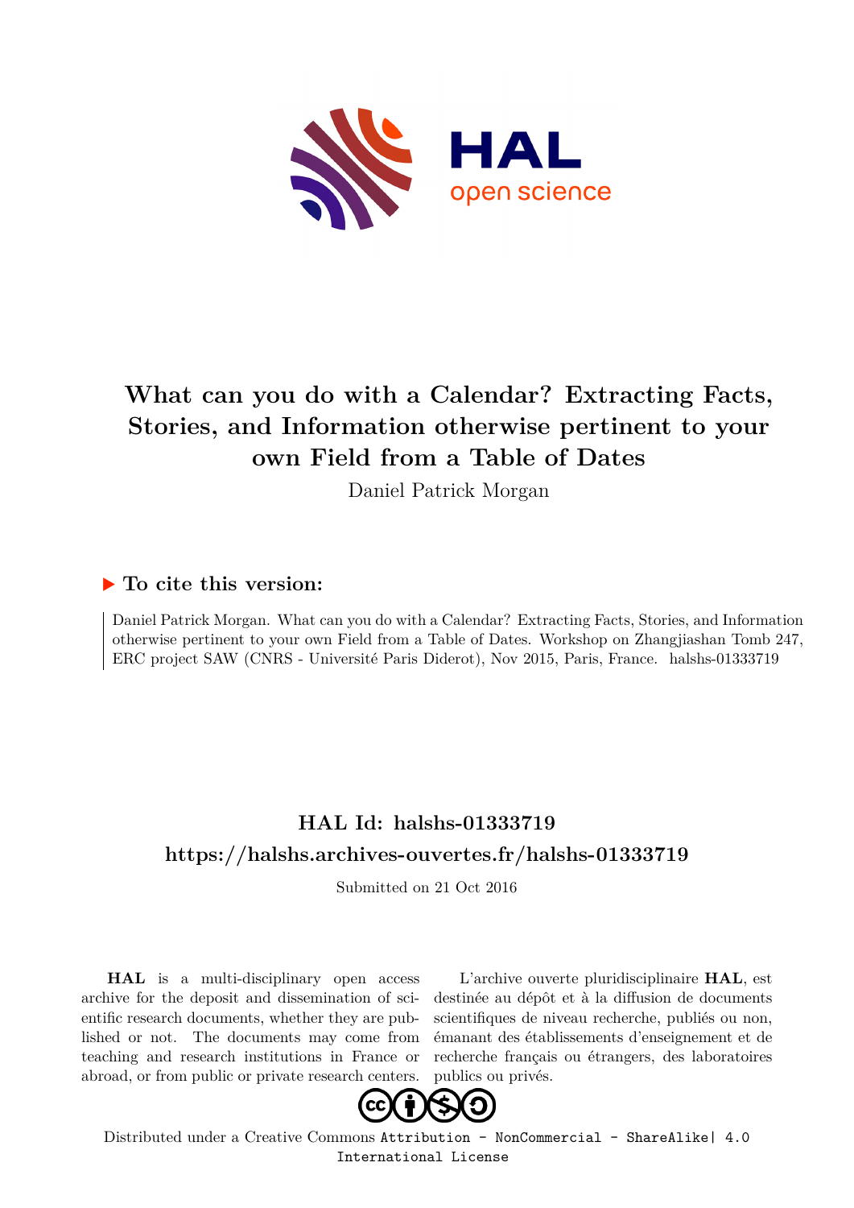# What can you do with a Calendar? Extracting Facts, Stories, and Information otherwise pertinent to your own Field from a Table of Dates

Daniel Patrick Morgan

## ▶ To cite this version:

Daniel Patrick Morgan. What can you do with a Calendar? Extracting Facts, Stories, and Information otherwise pertinent to your own Field from a Table of Dates. Workshop on Zhangjiashan Tomb 247, ERC project SAW (CNRS - Université Paris Diderot), Nov 2015, Paris, France. halshs-01333719

## HAL Id: halshs-01333719

## https://halshs.archives-ouvertes.fr/halshs-01333719

Submitted on 21 Oct 2016

**HAL** is a multi-disciplinary open access archive for the deposit and dissemination of scientific research documents, whether they are published or not. The documents may come from teaching and research institutions in France or abroad, or from public or private research centers.

L'archive ouverte pluridisciplinaire **HAL**, est destinée au dépôt et à la diffusion de documents scientifiques de niveau recherche, publiés ou non, émanant des établissements d'enseignement et de recherche français ou étrangers, des laboratoires publics ou privés.

Distributed under a Creative Commons Attribution - NonCommercial - ShareAlike| 4.0 International License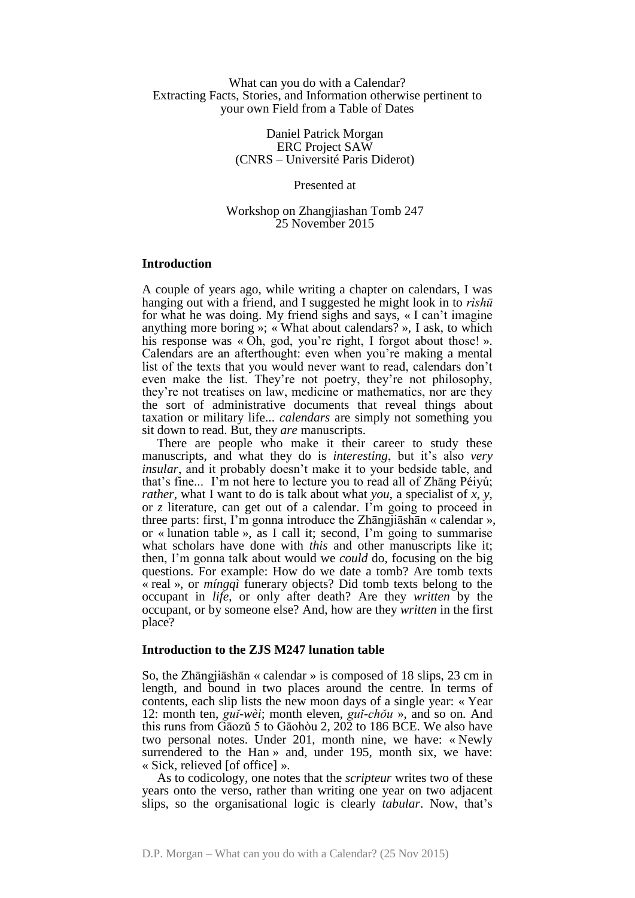What can you do with a Calendar?
Extracting Facts, Stories, and Information otherwise pertinent to your own Field from a Table of Dates

Daniel Patrick Morgan
ERC Project SAW
(CNRS – Université Paris Diderot)

Presented at

Workshop on Zhangjiashan Tomb 247
25 November 2015

## Introduction

A couple of years ago, while writing a chapter on calendars, I was hanging out with a friend, and I suggested he might look in to *rìshū* for what he was doing. My friend sighs and says, « I can't imagine anything more boring »; « What about calendars? », I ask, to which his response was « Oh, god, you're right, I forgot about those! ». Calendars are an afterthought: even when you're making a mental list of the texts that you would never want to read, calendars don't even make the list. They're not poetry, they're not philosophy, they're not treatises on law, medicine or mathematics, nor are they the sort of administrative documents that reveal things about taxation or military life... *calendars* are simply not something you sit down to read. But, they *are* manuscripts.

There are people who make it their career to study these manuscripts, and what they do is *interesting*, but it's also *very insular*, and it probably doesn't make it to your bedside table, and that's fine... I'm not here to lecture you to read all of Zhāng Péiyú; *rather*, what I want to do is talk about what *you*, a specialist of *x*, *y*, or *z* literature, can get out of a calendar. I'm going to proceed in three parts: first, I'm gonna introduce the Zhāngjiāshān « calendar », or « lunation table », as I call it; second, I'm going to summarise what scholars have done with *this* and other manuscripts like it; then, I'm gonna talk about would we *could* do, focusing on the big questions. For example: How do we date a tomb? Are tomb texts « real », or *míngqì* funerary objects? Did tomb texts belong to the occupant in *life*, or only after death? Are they *written* by the occupant, or by someone else? And, how are they *written* in the first place?

## Introduction to the ZJS M247 lunation table

So, the Zhāngjiāshān « calendar » is composed of 18 slips, 23 cm in length, and bound in two places around the centre. In terms of contents, each slip lists the new moon days of a single year: « Year 12: month ten, *guǐ-wèi*; month eleven, *guǐ-chǒu* », and so on. And this runs from Gāozǔ 5 to Gāohòu 2, 202 to 186 BCE. We also have two personal notes. Under 201, month nine, we have: « Newly surrendered to the Han » and, under 195, month six, we have: « Sick, relieved [of office] ».

As to codicology, one notes that the *scripteur* writes two of these years onto the verso, rather than writing one year on two adjacent slips, so the organisational logic is clearly *tabular*. Now, that's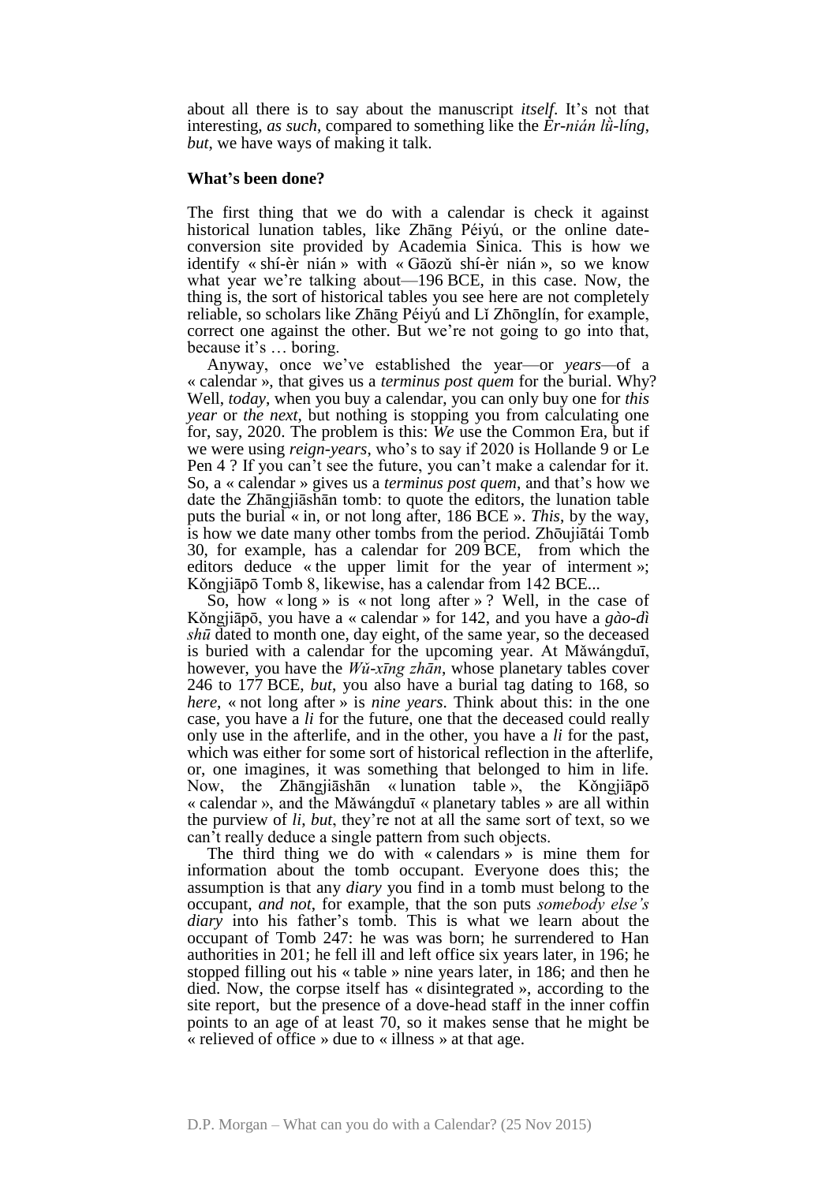about all there is to say about the manuscript *itself*. It's not that interesting, *as such*, compared to something like the *Èr-nián lǜ-líng*, *but*, we have ways of making it talk.

**What's been done?**

The first thing that we do with a calendar is check it against historical lunation tables, like Zhāng Péiyú, or the online date-conversion site provided by Academia Sinica. This is how we identify « shí-èr nián » with « Gāozǔ shí-èr nián », so we know what year we're talking about—196 BCE, in this case. Now, the thing is, the sort of historical tables you see here are not completely reliable, so scholars like Zhāng Péiyú and Lǐ Zhōnglín, for example, correct one against the other. But we're not going to go into that, because it's … boring.

Anyway, once we've established the year—or *years*—of a « calendar », that gives us a *terminus post quem* for the burial. Why? Well, *today*, when you buy a calendar, you can only buy one for *this year* or *the next*, but nothing is stopping you from calculating one for, say, 2020. The problem is this: *We* use the Common Era, but if we were using *reign-years*, who's to say if 2020 is Hollande 9 or Le Pen 4 ? If you can't see the future, you can't make a calendar for it. So, a « calendar » gives us a *terminus post quem*, and that's how we date the Zhāngjiāshān tomb: to quote the editors, the lunation table puts the burial « in, or not long after, 186 BCE ». *This*, by the way, is how we date many other tombs from the period. Zhōujiātái Tomb 30, for example, has a calendar for 209 BCE, from which the editors deduce « the upper limit for the year of interment »; Kǒngjiāpō Tomb 8, likewise, has a calendar from 142 BCE...

So, how « long » is « not long after » ? Well, in the case of Kǒngjiāpō, you have a « calendar » for 142, and you have a *gào-dì shū* dated to month one, day eight, of the same year, so the deceased is buried with a calendar for the upcoming year. At Mǎwángduī, however, you have the *Wǔ-xīng zhān*, whose planetary tables cover 246 to 177 BCE, *but*, you also have a burial tag dating to 168, so *here*, « not long after » is *nine years*. Think about this: in the one case, you have a *li* for the future, one that the deceased could really only use in the afterlife, and in the other, you have a *li* for the past, which was either for some sort of historical reflection in the afterlife, or, one imagines, it was something that belonged to him in life. Now, the Zhāngjiāshān « lunation table », the Kǒngjiāpō « calendar », and the Mǎwángduī « planetary tables » are all within the purview of *li*, *but*, they're not at all the same sort of text, so we can't really deduce a single pattern from such objects.

The third thing we do with « calendars » is mine them for information about the tomb occupant. Everyone does this; the assumption is that any *diary* you find in a tomb must belong to the occupant, *and not*, for example, that the son puts *somebody else's diary* into his father's tomb. This is what we learn about the occupant of Tomb 247: he was was born; he surrendered to Han authorities in 201; he fell ill and left office six years later, in 196; he stopped filling out his « table » nine years later, in 186; and then he died. Now, the corpse itself has « disintegrated », according to the site report, but the presence of a dove-head staff in the inner coffin points to an age of at least 70, so it makes sense that he might be « relieved of office » due to « illness » at that age.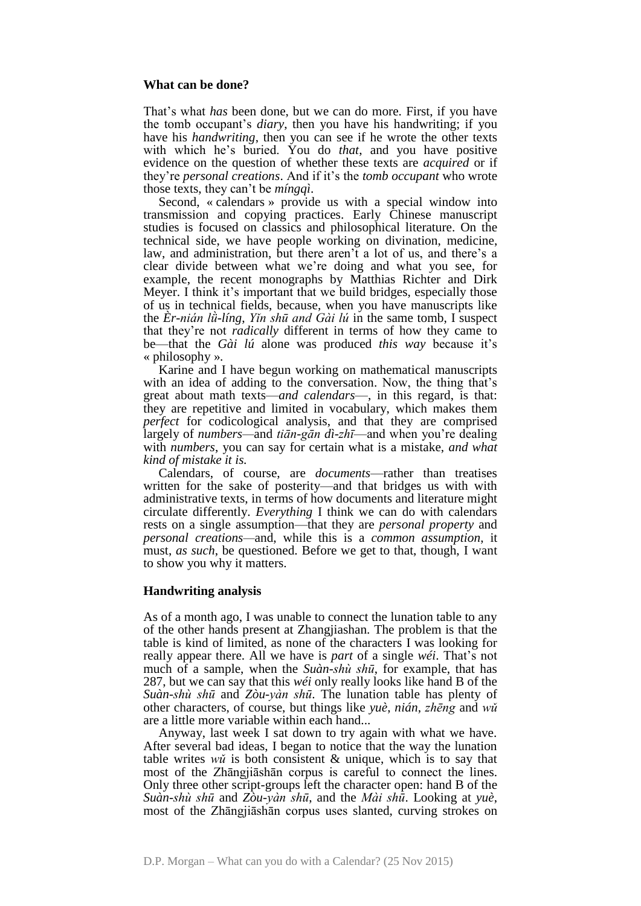**What can be done?**

That's what *has* been done, but we can do more. First, if you have the tomb occupant's *diary*, then you have his handwriting; if you have his *handwriting*, then you can see if he wrote the other texts with which he's buried. You do *that*, and you have positive evidence on the question of whether these texts are *acquired* or if they're *personal creations*. And if it's the *tomb occupant* who wrote those texts, they can't be *míngqì*.

Second, « calendars » provide us with a special window into transmission and copying practices. Early Chinese manuscript studies is focused on classics and philosophical literature. On the technical side, we have people working on divination, medicine, law, and administration, but there aren't a lot of us, and there's a clear divide between what we're doing and what you see, for example, the recent monographs by Matthias Richter and Dirk Meyer. I think it's important that we build bridges, especially those of us in technical fields, because, when you have manuscripts like the *Èr-nián lǜ-líng*, *Yǐn shū and Gài lú* in the same tomb, I suspect that they're not *radically* different in terms of how they came to be—that the *Gài lú* alone was produced *this way* because it's « philosophy ».

Karine and I have begun working on mathematical manuscripts with an idea of adding to the conversation. Now, the thing that's great about math texts—*and calendars*—, in this regard, is that: they are repetitive and limited in vocabulary, which makes them *perfect* for codicological analysis, and that they are comprised largely of *numbers*—and *tiān-gān dì-zhī*—and when you're dealing with *numbers*, you can say for certain what is a mistake, *and what kind of mistake it is.*

Calendars, of course, are *documents*—rather than treatises written for the sake of posterity—and that bridges us with with administrative texts, in terms of how documents and literature might circulate differently. *Everything* I think we can do with calendars rests on a single assumption—that they are *personal property* and *personal creations*—and, while this is a *common assumption*, it must, *as such*, be questioned. Before we get to that, though, I want to show you why it matters.

**Handwriting analysis**

As of a month ago, I was unable to connect the lunation table to any of the other hands present at Zhangjiashan. The problem is that the table is kind of limited, as none of the characters I was looking for really appear there. All we have is *part* of a single *wéi*. That's not much of a sample, when the *Suàn-shù shū*, for example, that has 287, but we can say that this *wéi* only really looks like hand B of the *Suàn-shù shū* and *Zòu-yàn shū*. The lunation table has plenty of other characters, of course, but things like *yuè*, *nián*, *zhēng* and *wǔ* are a little more variable within each hand...

Anyway, last week I sat down to try again with what we have. After several bad ideas, I began to notice that the way the lunation table writes *wǔ* is both consistent & unique, which is to say that most of the Zhāngjiāshān corpus is careful to connect the lines. Only three other script-groups left the character open: hand B of the *Suàn-shù shū* and *Zòu-yàn shū*, and the *Mài shū*. Looking at *yuè*, most of the Zhāngjiāshān corpus uses slanted, curving strokes on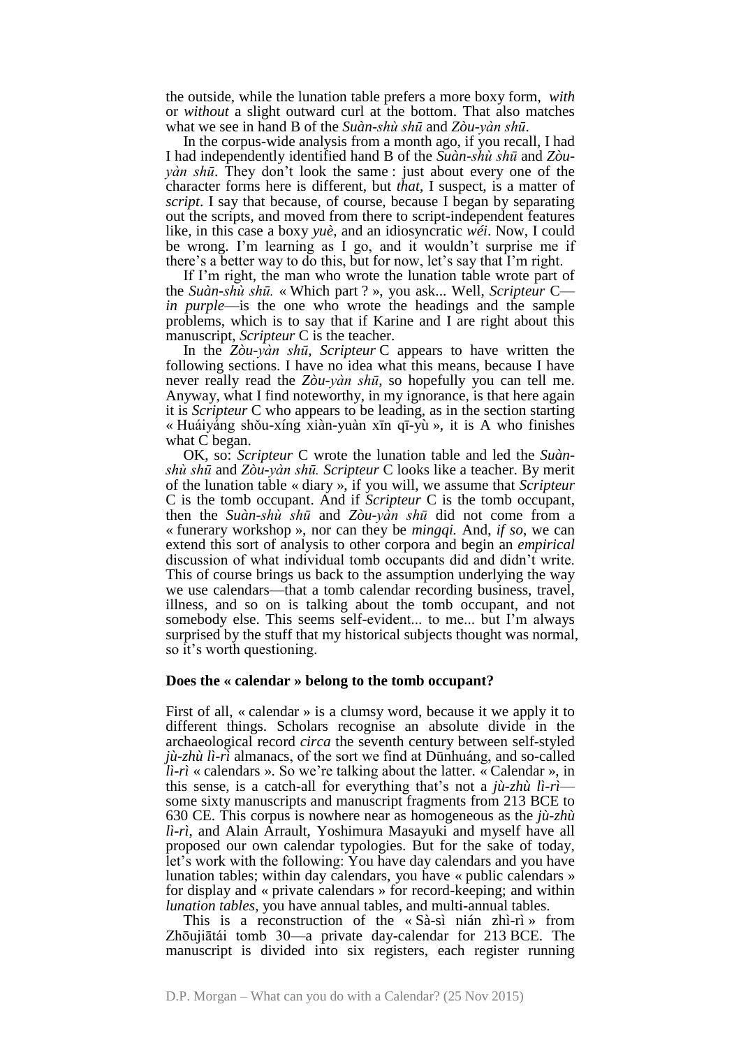the outside, while the lunation table prefers a more boxy form, *with* or *without* a slight outward curl at the bottom. That also matches what we see in hand B of the *Suàn-shù shū* and *Zòu-yàn shū*.

In the corpus-wide analysis from a month ago, if you recall, I had I had independently identified hand B of the *Suàn-shù shū* and *Zòu-yàn shū*. They don't look the same : just about every one of the character forms here is different, but *that*, I suspect, is a matter of *script*. I say that because, of course, because I began by separating out the scripts, and moved from there to script-independent features like, in this case a boxy *yuè*, and an idiosyncratic *wéi*. Now, I could be wrong. I'm learning as I go, and it wouldn't surprise me if there's a better way to do this, but for now, let's say that I'm right.

If I'm right, the man who wrote the lunation table wrote part of the *Suàn-shù shū.* « Which part ? », you ask... Well, *Scripteur* C—*in purple*—is the one who wrote the headings and the sample problems, which is to say that if Karine and I are right about this manuscript, *Scripteur* C is the teacher.

In the *Zòu-yàn shū*, *Scripteur* C appears to have written the following sections. I have no idea what this means, because I have never really read the *Zòu-yàn shū*, so hopefully you can tell me. Anyway, what I find noteworthy, in my ignorance, is that here again it is *Scripteur* C who appears to be leading, as in the section starting « Huáiyáng shǒu-xíng xiàn-yuàn xīn qī-yù », it is A who finishes what C began.

OK, so: *Scripteur* C wrote the lunation table and led the *Suàn-shù shū* and *Zòu-yàn shū. Scripteur* C looks like a teacher. By merit of the lunation table « diary », if you will, we assume that *Scripteur* C is the tomb occupant. And if *Scripteur* C is the tomb occupant, then the *Suàn-shù shū* and *Zòu-yàn shū* did not come from a « funerary workshop », nor can they be *mingqi.* And, *if so*, we can extend this sort of analysis to other corpora and begin an *empirical* discussion of what individual tomb occupants did and didn't write. This of course brings us back to the assumption underlying the way we use calendars—that a tomb calendar recording business, travel, illness, and so on is talking about the tomb occupant, and not somebody else. This seems self-evident... to me... but I'm always surprised by the stuff that my historical subjects thought was normal, so it's worth questioning.

## Does the « calendar » belong to the tomb occupant?

First of all, « calendar » is a clumsy word, because it we apply it to different things. Scholars recognise an absolute divide in the archaeological record *circa* the seventh century between self-styled *jù-zhù lì-rì* almanacs, of the sort we find at Dūnhuáng, and so-called *lì-rì* « calendars ». So we're talking about the latter. « Calendar », in this sense, is a catch-all for everything that's not a *jù-zhù lì-rì*—some sixty manuscripts and manuscript fragments from 213 BCE to 630 CE. This corpus is nowhere near as homogeneous as the *jù-zhù lì-rì*, and Alain Arrault, Yoshimura Masayuki and myself have all proposed our own calendar typologies. But for the sake of today, let's work with the following: You have day calendars and you have lunation tables; within day calendars, you have « public calendars » for display and « private calendars » for record-keeping; and within *lunation tables*, you have annual tables, and multi-annual tables.

This is a reconstruction of the « Sà-sì nián zhì-rì » from Zhōujiātái tomb 30—a private day-calendar for 213 BCE. The manuscript is divided into six registers, each register running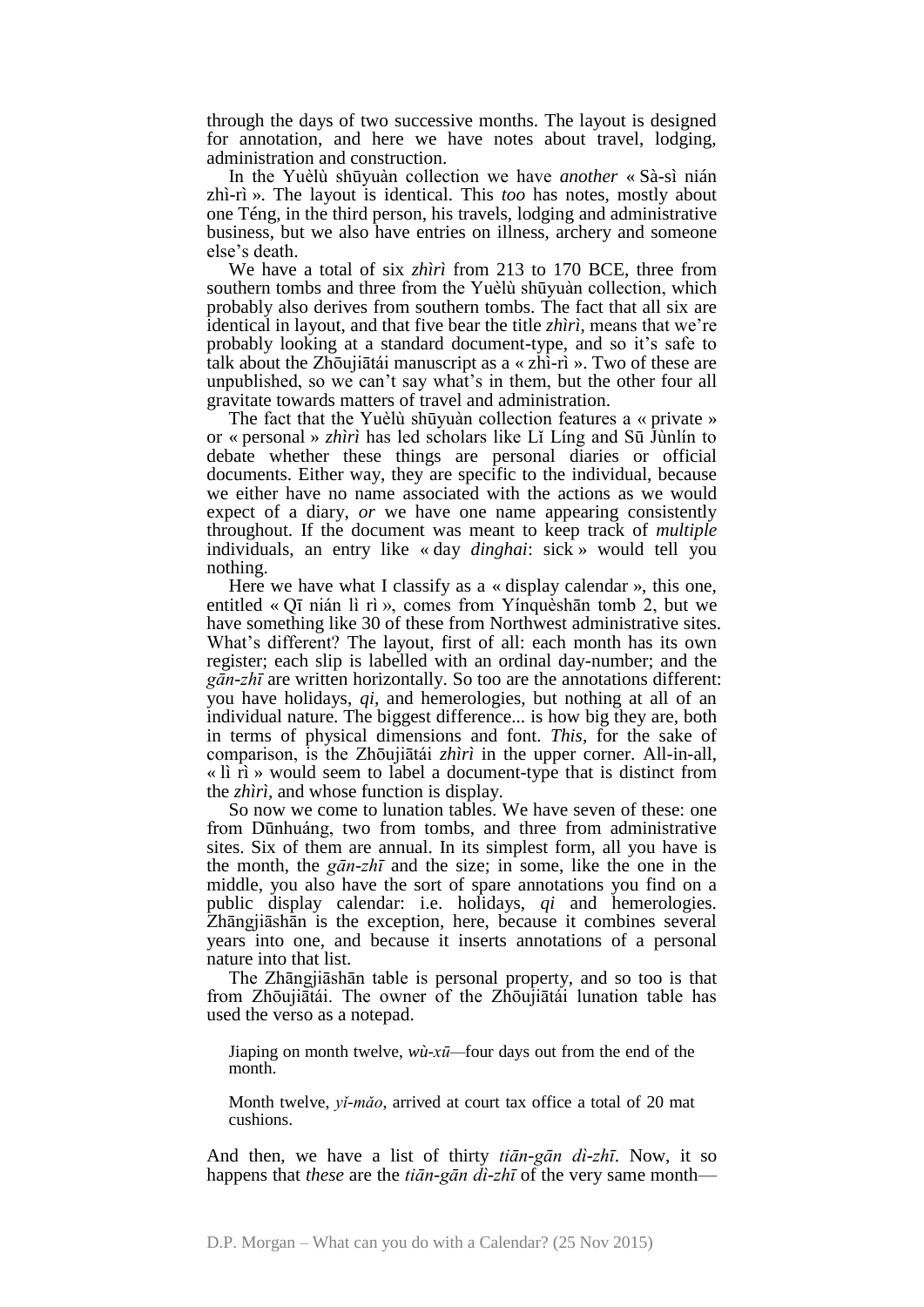through the days of two successive months. The layout is designed for annotation, and here we have notes about travel, lodging, administration and construction.

In the Yuèlù shūyuàn collection we have *another* « Sà-sì nián zhì-rì ». The layout is identical. This *too* has notes, mostly about one Téng, in the third person, his travels, lodging and administrative business, but we also have entries on illness, archery and someone else's death.

We have a total of six *zhìrì* from 213 to 170 BCE, three from southern tombs and three from the Yuèlù shūyuàn collection, which probably also derives from southern tombs. The fact that all six are identical in layout, and that five bear the title *zhìrì*, means that we're probably looking at a standard document-type, and so it's safe to talk about the Zhōujiātái manuscript as a « zhì-rì ». Two of these are unpublished, so we can't say what's in them, but the other four all gravitate towards matters of travel and administration.

The fact that the Yuèlù shūyuàn collection features a « private » or « personal » *zhìrì* has led scholars like Lǐ Líng and Sū Jùnlín to debate whether these things are personal diaries or official documents. Either way, they are specific to the individual, because we either have no name associated with the actions as we would expect of a diary, *or* we have one name appearing consistently throughout. If the document was meant to keep track of *multiple* individuals, an entry like « day *dinghai*: sick » would tell you nothing.

Here we have what I classify as a « display calendar », this one, entitled « Qī nián lì rì », comes from Yínquèshān tomb 2, but we have something like 30 of these from Northwest administrative sites. What's different? The layout, first of all: each month has its own register; each slip is labelled with an ordinal day-number; and the *gān-zhī* are written horizontally. So too are the annotations different: you have holidays, *qi*, and hemerologies, but nothing at all of an individual nature. The biggest difference... is how big they are, both in terms of physical dimensions and font. *This*, for the sake of comparison, is the Zhōujiātái *zhìrì* in the upper corner. All-in-all, « lì rì » would seem to label a document-type that is distinct from the *zhìrì*, and whose function is display.

So now we come to lunation tables. We have seven of these: one from Dūnhuáng, two from tombs, and three from administrative sites. Six of them are annual. In its simplest form, all you have is the month, the *gān-zhī* and the size; in some, like the one in the middle, you also have the sort of spare annotations you find on a public display calendar: i.e. holidays, *qi* and hemerologies. Zhāngjiāshān is the exception, here, because it combines several years into one, and because it inserts annotations of a personal nature into that list.

The Zhāngjiāshān table is personal property, and so too is that from Zhōujiātái. The owner of the Zhōujiātái lunation table has used the verso as a notepad.

> Jiaping on month twelve, *wù-xū*—four days out from the end of the month.
>
> Month twelve, *yǐ-mǎo*, arrived at court tax office a total of 20 mat cushions.

And then, we have a list of thirty *tiān-gān dì-zhī*. Now, it so happens that *these* are the *tiān-gān dì-zhī* of the very same month—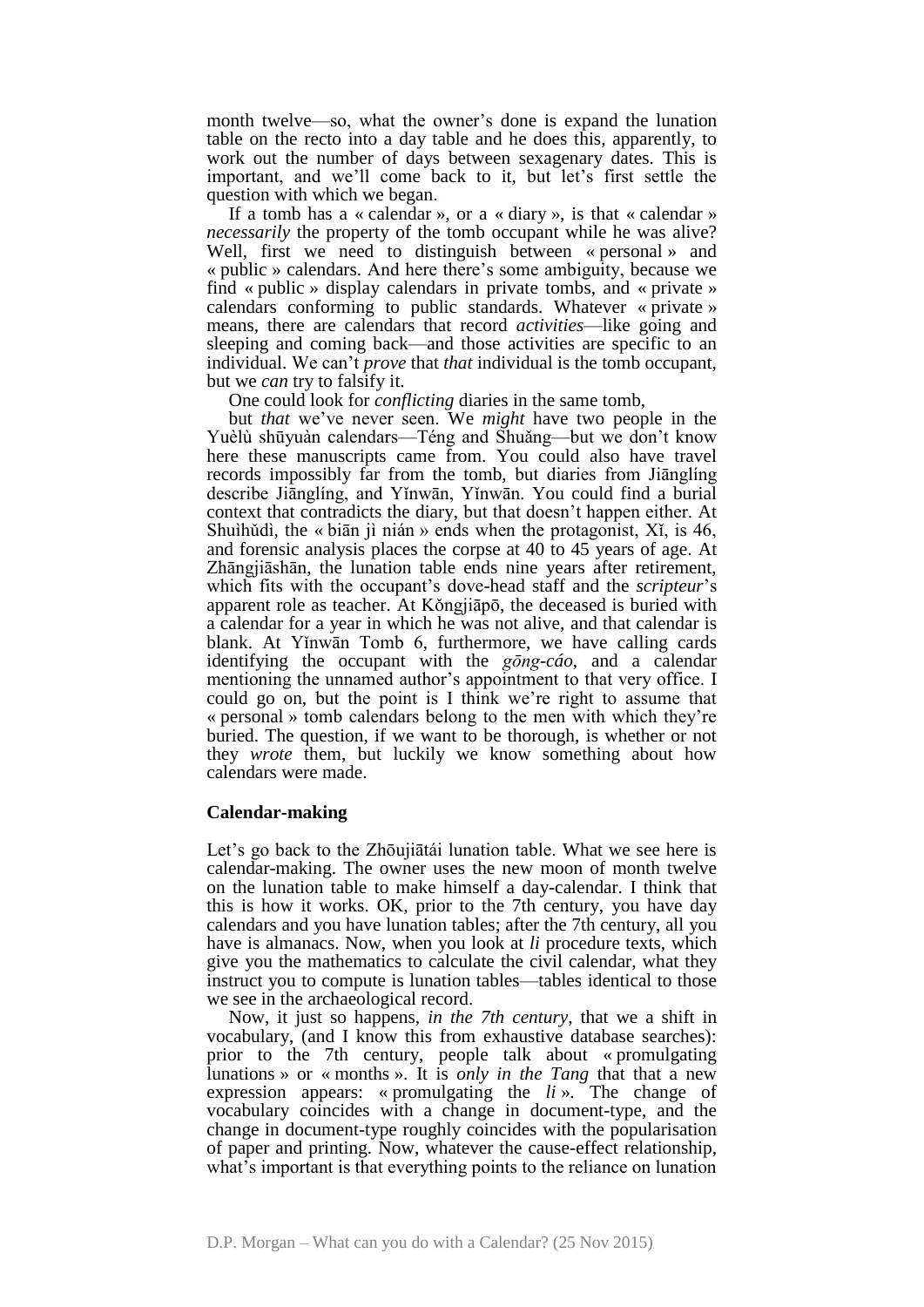month twelve—so, what the owner's done is expand the lunation table on the recto into a day table and he does this, apparently, to work out the number of days between sexagenary dates. This is important, and we'll come back to it, but let's first settle the question with which we began.

If a tomb has a « calendar », or a « diary », is that « calendar » *necessarily* the property of the tomb occupant while he was alive? Well, first we need to distinguish between « personal » and « public » calendars. And here there's some ambiguity, because we find « public » display calendars in private tombs, and « private » calendars conforming to public standards. Whatever « private » means, there are calendars that record *activities*—like going and sleeping and coming back—and those activities are specific to an individual. We can't *prove* that *that* individual is the tomb occupant, but we *can* try to falsify it.

One could look for *conflicting* diaries in the same tomb,

but *that* we've never seen. We *might* have two people in the Yuèlù shūyuàn calendars—Téng and Shuǎng—but we don't know here these manuscripts came from. You could also have travel records impossibly far from the tomb, but diaries from Jiānglíng describe Jiānglíng, and Yǐnwān, Yǐnwān. You could find a burial context that contradicts the diary, but that doesn't happen either. At Shuìhǔdì, the « biān jì nián » ends when the protagonist, Xǐ, is 46, and forensic analysis places the corpse at 40 to 45 years of age. At Zhāngjiāshān, the lunation table ends nine years after retirement, which fits with the occupant's dove-head staff and the *scripteur*'s apparent role as teacher. At Kǒngjiāpō, the deceased is buried with a calendar for a year in which he was not alive, and that calendar is blank. At Yǐnwān Tomb 6, furthermore, we have calling cards identifying the occupant with the *gōng-cáo*, and a calendar mentioning the unnamed author's appointment to that very office. I could go on, but the point is I think we're right to assume that « personal » tomb calendars belong to the men with which they're buried. The question, if we want to be thorough, is whether or not they *wrote* them, but luckily we know something about how calendars were made.

### Calendar-making

Let's go back to the Zhōujiātái lunation table. What we see here is calendar-making. The owner uses the new moon of month twelve on the lunation table to make himself a day-calendar. I think that this is how it works. OK, prior to the 7th century, you have day calendars and you have lunation tables; after the 7th century, all you have is almanacs. Now, when you look at *li* procedure texts, which give you the mathematics to calculate the civil calendar, what they instruct you to compute is lunation tables—tables identical to those we see in the archaeological record.

Now, it just so happens, *in the 7th century*, that we a shift in vocabulary, (and I know this from exhaustive database searches): prior to the 7th century, people talk about « promulgating lunations » or « months ». It is *only in the Tang* that that a new expression appears: « promulgating the *li* ». The change of vocabulary coincides with a change in document-type, and the change in document-type roughly coincides with the popularisation of paper and printing. Now, whatever the cause-effect relationship, what's important is that everything points to the reliance on lunation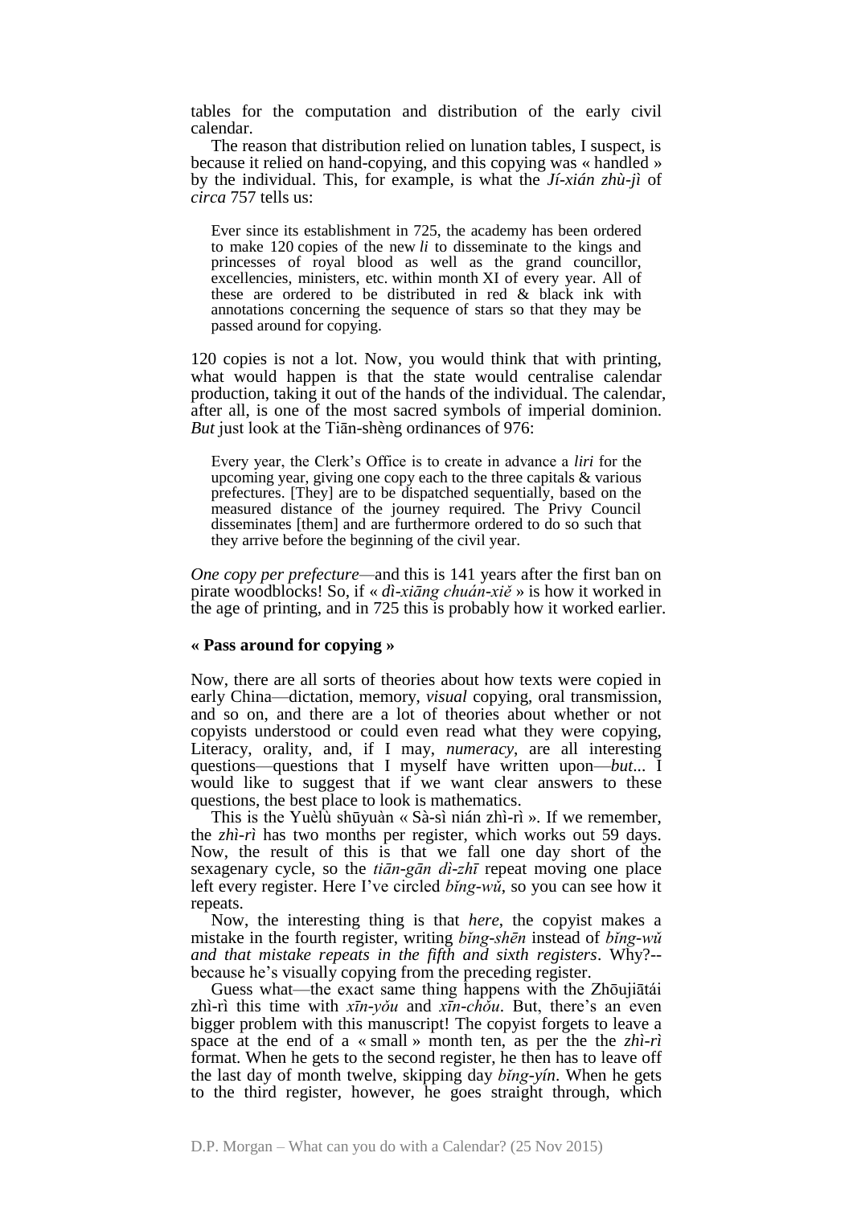tables for the computation and distribution of the early civil calendar.

The reason that distribution relied on lunation tables, I suspect, is because it relied on hand-copying, and this copying was « handled » by the individual. This, for example, is what the *Jí-xián zhù-jì* of *circa* 757 tells us:

> Ever since its establishment in 725, the academy has been ordered to make 120 copies of the new *li* to disseminate to the kings and princesses of royal blood as well as the grand councillor, excellencies, ministers, etc. within month XI of every year. All of these are ordered to be distributed in red & black ink with annotations concerning the sequence of stars so that they may be passed around for copying.

120 copies is not a lot. Now, you would think that with printing, what would happen is that the state would centralise calendar production, taking it out of the hands of the individual. The calendar, after all, is one of the most sacred symbols of imperial dominion. *But* just look at the Tiān-shèng ordinances of 976:

> Every year, the Clerk's Office is to create in advance a *liri* for the upcoming year, giving one copy each to the three capitals & various prefectures. [They] are to be dispatched sequentially, based on the measured distance of the journey required. The Privy Council disseminates [them] and are furthermore ordered to do so such that they arrive before the beginning of the civil year.

*One copy per prefecture*—and this is 141 years after the first ban on pirate woodblocks! So, if « *dì-xiāng chuán-xiě* » is how it worked in the age of printing, and in 725 this is probably how it worked earlier.

### « Pass around for copying »

Now, there are all sorts of theories about how texts were copied in early China—dictation, memory, *visual* copying, oral transmission, and so on, and there are a lot of theories about whether or not copyists understood or could even read what they were copying, Literacy, orality, and, if I may, *numeracy*, are all interesting questions—questions that I myself have written upon—*but*... I would like to suggest that if we want clear answers to these questions, the best place to look is mathematics.

This is the Yuèlù shūyuàn « Sà-sì nián zhì-rì ». If we remember, the *zhì-rì* has two months per register, which works out 59 days. Now, the result of this is that we fall one day short of the sexagenary cycle, so the *tiān-gān dì-zhī* repeat moving one place left every register. Here I've circled *bǐng-wǔ*, so you can see how it repeats.

Now, the interesting thing is that *here*, the copyist makes a mistake in the fourth register, writing *bǐng-shēn* instead of *bǐng-wǔ and that mistake repeats in the fifth and sixth registers*. Why?-- because he's visually copying from the preceding register.

Guess what—the exact same thing happens with the Zhōujiātái zhì-rì this time with *xīn-yǒu* and *xīn-chǒu*. But, there's an even bigger problem with this manuscript! The copyist forgets to leave a space at the end of a « small » month ten, as per the the *zhì-rì* format. When he gets to the second register, he then has to leave off the last day of month twelve, skipping day *bǐng-yín*. When he gets to the third register, however, he goes straight through, which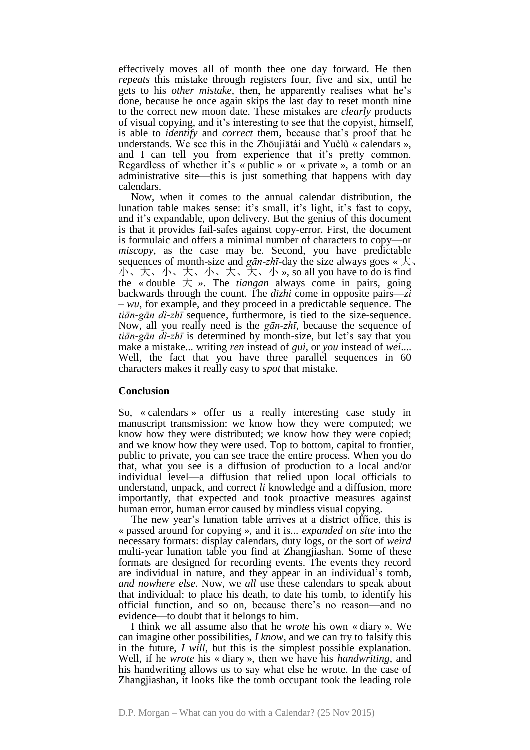effectively moves all of month thee one day forward. He then *repeats* this mistake through registers four, five and six, until he gets to his *other mistake*, then, he apparently realises what he's done, because he once again skips the last day to reset month nine to the correct new moon date. These mistakes are *clearly* products of visual copying, and it's interesting to see that the copyist, himself, is able to *identify* and *correct* them, because that's proof that he understands. We see this in the Zhōujiātái and Yuèlù « calendars », and I can tell you from experience that it's pretty common. Regardless of whether it's « public » or « private », a tomb or an administrative site—this is just something that happens with day calendars.

Now, when it comes to the annual calendar distribution, the lunation table makes sense: it's small, it's light, it's fast to copy, and it's expandable, upon delivery. But the genius of this document is that it provides fail-safes against copy-error. First, the document is formulaic and offers a minimal number of characters to copy—or *miscopy*, as the case may be. Second, you have predictable sequences of month-size and *gān-zhī*-day the size always goes « 大、小、大、小、大、小、大、大、小 », so all you have to do is find the « double 大 ». The *tiangan* always come in pairs, going backwards through the count. The *dizhi* come in opposite pairs—*zi* – *wu*, for example, and they proceed in a predictable sequence. The *tiān-gān dì-zhī* sequence, furthermore, is tied to the size-sequence. Now, all you really need is the *gān-zhī*, because the sequence of *tiān-gān dì-zhī* is determined by month-size, but let's say that you make a mistake... writing *ren* instead of *gui*, or *you* instead of *wei*.... Well, the fact that you have three parallel sequences in 60 characters makes it really easy to *spot* that mistake.

**Conclusion**

So, « calendars » offer us a really interesting case study in manuscript transmission: we know how they were computed; we know how they were distributed; we know how they were copied; and we know how they were used. Top to bottom, capital to frontier, public to private, you can see trace the entire process. When you do that, what you see is a diffusion of production to a local and/or individual level—a diffusion that relied upon local officials to understand, unpack, and correct *li* knowledge and a diffusion, more importantly, that expected and took proactive measures against human error, human error caused by mindless visual copying.

The new year's lunation table arrives at a district office, this is « passed around for copying », and it is... *expanded on site* into the necessary formats: display calendars, duty logs, or the sort of *weird* multi-year lunation table you find at Zhangjiashan. Some of these formats are designed for recording events. The events they record are individual in nature, and they appear in an individual's tomb, *and nowhere else*. Now, we *all* use these calendars to speak about that individual: to place his death, to date his tomb, to identify his official function, and so on, because there's no reason—and no evidence—to doubt that it belongs to him.

I think we all assume also that he *wrote* his own « diary ». We can imagine other possibilities, *I know*, and we can try to falsify this in the future, *I will*, but this is the simplest possible explanation. Well, if he *wrote* his « diary », then we have his *handwriting*, and his handwriting allows us to say what else he wrote. In the case of Zhangjiashan, it looks like the tomb occupant took the leading role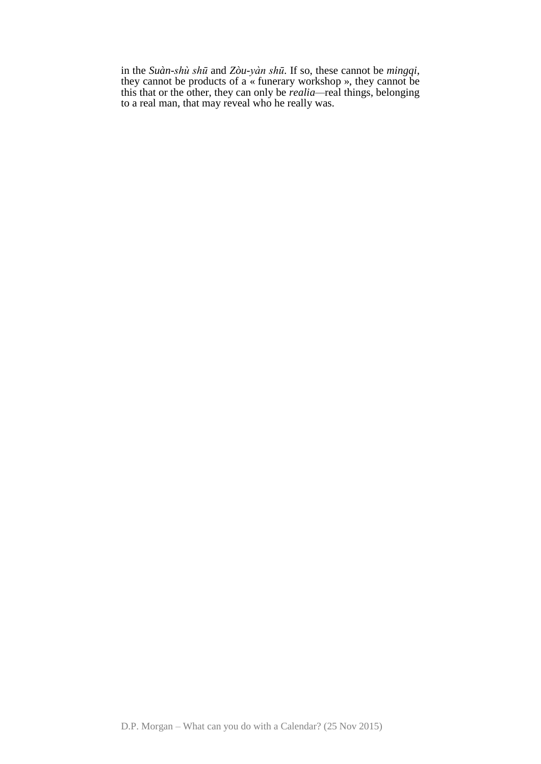in the *Suàn-shù shū* and *Zòu-yàn shū*. If so, these cannot be *mingqi*, they cannot be products of a « funerary workshop », they cannot be this that or the other, they can only be *realia*—real things, belonging to a real man, that may reveal who he really was.